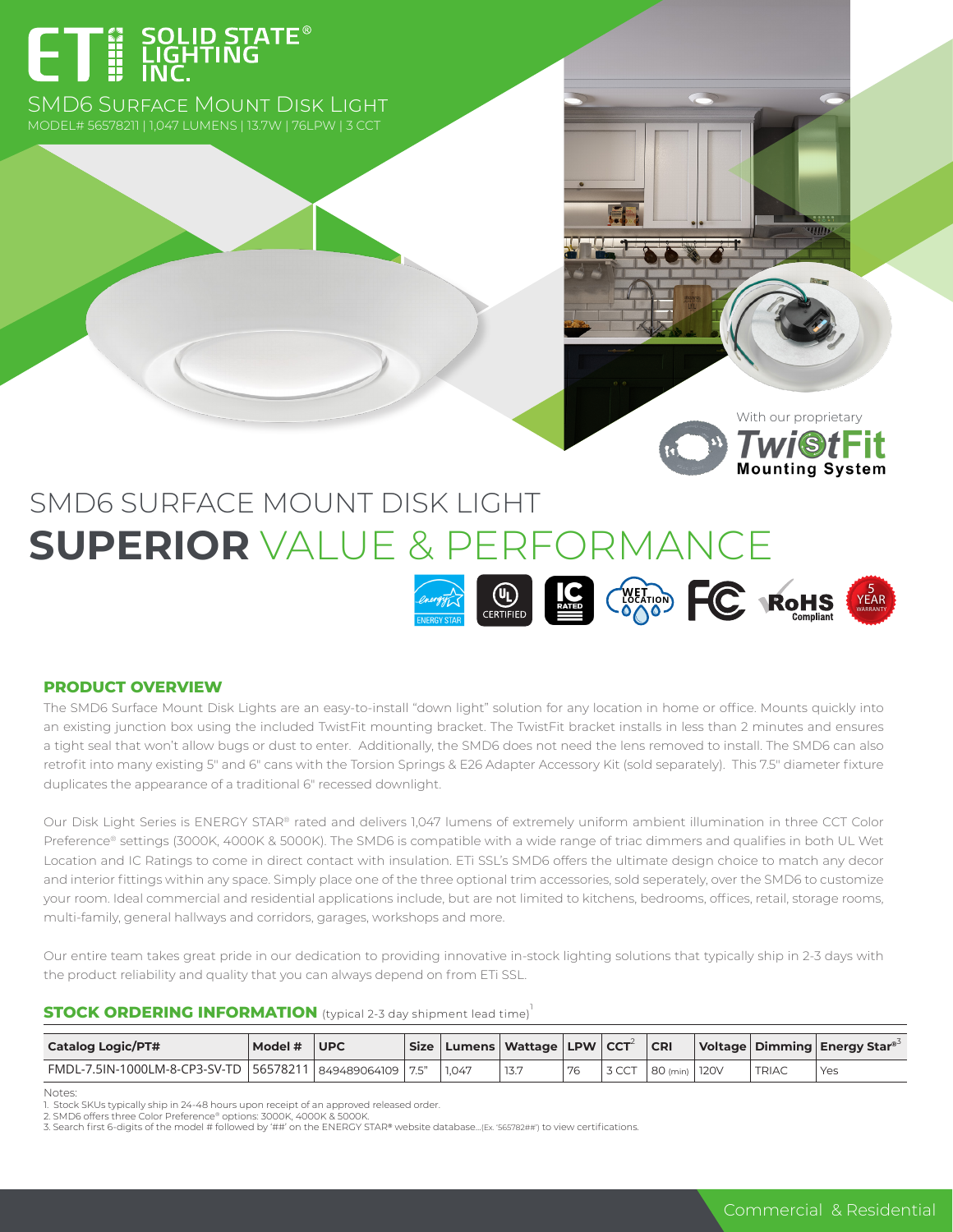# ETi SOLID STATE® LIGHTING INC.

SMD6 Surface Mount Disk Light

MODEL# 56578211 | 1,047 LUMENS | 13.7W | 76LPW | 3 CCT

With our proprietary TwistFit Mounting System

# SMD6 SURFACE MOUNT DISK LIGHT

## **SUPERIOR** VALUE & PERFORMANCE

ENERGY STAR | UL CERTIFIED | IC RATED | WET LOCATION | FC | RoHS Compliant | 5 YEAR WARRANTY

### PRODUCT OVERVIEW

The SMD6 Surface Mount Disk Lights are an easy-to-install "down light" solution for any location in home or office. Mounts quickly into an existing junction box using the included TwistFit mounting bracket. The TwistFit bracket installs in less than 2 minutes and ensures a tight seal that won't allow bugs or dust to enter. Additionally, the SMD6 does not need the lens removed to install. The SMD6 can also retrofit into many existing 5" and 6" cans with the Torsion Springs & E26 Adapter Accessory Kit (sold separately). This 7.5" diameter fixture duplicates the appearance of a traditional 6" recessed downlight.

Our Disk Light Series is ENERGY STAR® rated and delivers 1,047 lumens of extremely uniform ambient illumination in three CCT Color Preference® settings (3000K, 4000K & 5000K). The SMD6 is compatible with a wide range of triac dimmers and qualifies in both UL Wet Location and IC Ratings to come in direct contact with insulation. ETi SSL's SMD6 offers the ultimate design choice to match any decor and interior fittings within any space. Simply place one of the three optional trim accessories, sold seperately, over the SMD6 to customize your room. Ideal commercial and residential applications include, but are not limited to kitchens, bedrooms, offices, retail, storage rooms, multi-family, general hallways and corridors, garages, workshops and more.

Our entire team takes great pride in our dedication to providing innovative in-stock lighting solutions that typically ship in 2-3 days with the product reliability and quality that you can always depend on from ETi SSL.

### STOCK ORDERING INFORMATION (typical 2-3 day shipment lead time)[1]

| Catalog Logic/PT# | Model # | UPC | Size | Lumens | Wattage | LPW | CCT[2] | CRI | Voltage | Dimming | Energy Star®[3] |
|---|---|---|---|---|---|---|---|---|---|---|---|
| FMDL-7.5IN-1000LM-8-CP3-SV-TD | 56578211 | 849489064109 | 7.5" | 1,047 | 13.7 | 76 | 3 CCT | 80 (min) | 120V | TRIAC | Yes |

Notes:
1. Stock SKUs typically ship in 24-48 hours upon receipt of an approved released order.
2. SMD6 offers three Color Preference® options: 3000K, 4000K & 5000K.
3. Search first 6-digits of the model # followed by '##' on the ENERGY STAR® website database...(Ex. '565782##') to view certifications.

Commercial & Residential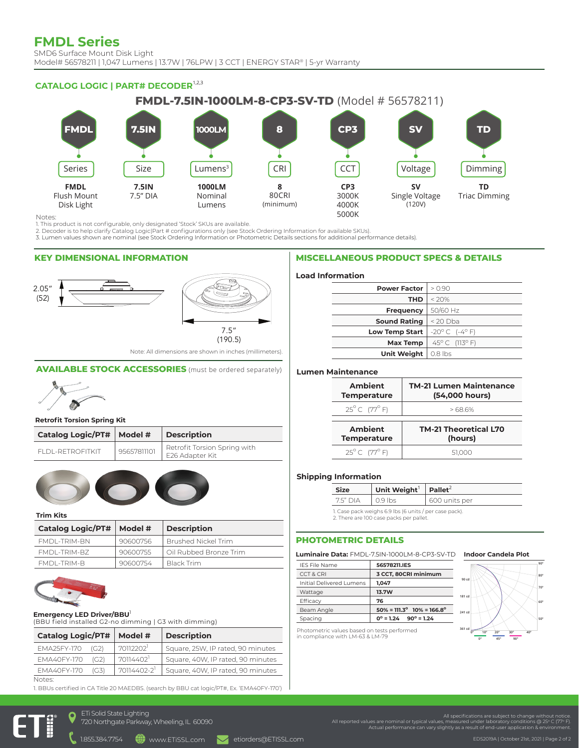# FMDL Series

SMD6 Surface Mount Disk Light
Model# 56578211 | 1,047 Lumens | 13.7W | 76LPW | 3 CCT | ENERGY STAR® | 5-yr Warranty

## CATALOG LOGIC | PART# DECODER[1,2,3]

**FMDL-7.5IN-1000LM-8-CP3-SV-TD** (Model # 56578211)

| FMDL | 7.5IN | 1000LM | 8 | CP3 | SV | TD |
|---|---|---|---|---|---|---|
| Series | Size | Lumens[3] | CRI | CCT | Voltage | Dimming |
| **FMDL** Flush Mount Disk Light | **7.5IN** 7.5" DIA | **1000LM** Nominal Lumens | **8** 80CRI (minimum) | **CP3** 3000K 4000K 5000K | **SV** Single Voltage (120V) | **TD** Triac Dimming |

Notes:
1. This product is not configurable, only designated 'Stock' SKUs are available.
2. Decoder is to help clarify Catalog Logic|Part # configurations only (see Stock Ordering Information for available SKUs).
3. Lumen values shown are nominal (see Stock Ordering Information or Photometric Details sections for additional performance details).

## KEY DIMENSIONAL INFORMATION

2.05" (52)

7.5" (190.5)

Note: All dimensions are shown in inches (millimeters).

## AVAILABLE STOCK ACCESSORIES (must be ordered separately)

**Retrofit Torsion Spring Kit**

| Catalog Logic/PT# | Model # | Description |
|---|---|---|
| FLDL-RETROFITKIT | 95657811101 | Retrofit Torsion Spring with E26 Adapter Kit |

**Trim Kits**

| Catalog Logic/PT# | Model # | Description |
|---|---|---|
| FMDL-TRIM-BN | 90600756 | Brushed Nickel Trim |
| FMDL-TRIM-BZ | 90600755 | Oil Rubbed Bronze Trim |
| FMDL-TRIM-B | 90600754 | Black Trim |

**Emergency LED Driver/BBU**[1]
(BBU field installed G2-no dimming | G3 with dimming)

| Catalog Logic/PT# | Model # | Description |
|---|---|---|
| EMA25FY-170 (G2) | 70112202[1] | Square, 25W, IP rated, 90 minutes |
| EMA40FY-170 (G2) | 70114402[1] | Square, 40W, IP rated, 90 minutes |
| EMA40FY-170 (G3) | 70114402-2[1] | Square, 40W, IP rated, 90 minutes |

Notes:
1. BBUs certified in CA Title 20 MAEDBS. (search by BBU cat logic/PT#, Ex. 'EMA40FY-170')

## MISCELLANEOUS PRODUCT SPECS & DETAILS

### Load Information

| | |
|---|---|
| **Power Factor** | > 0.90 |
| **THD** | < 20% |
| **Frequency** | 50/60 Hz |
| **Sound Rating** | < 20 Dba |
| **Low Temp Start** | -20° C (-4° F) |
| **Max Temp** | 45° C (113° F) |
| **Unit Weight** | 0.8 lbs |

### Lumen Maintenance

| Ambient Temperature | TM-21 Lumen Maintenance (54,000 hours) |
|---|---|
| 25° C (77° F) | > 68.6% |

| Ambient Temperature | TM-21 Theoretical L70 (hours) |
|---|---|
| 25° C (77° F) | 51,000 |

### Shipping Information

| Size | Unit Weight[1] | Pallet[2] |
|---|---|---|
| 7.5" DIA | 0.9 lbs | 600 units per |

1. Case pack weighs 6.9 lbs (6 units / per case pack).
2. There are 100 case packs per pallet.

## PHOTOMETRIC DETAILS

**Luminaire Data:** FMDL-7.5IN-1000LM-8-CP3-SV-TD

| | |
|---|---|
| IES File Name | **56578211.IES** |
| CCT & CRI | **3 CCT, 80CRI minimum** |
| Initial Delivered Lumens | **1,047** |
| Wattage | **13.7W** |
| Efficacy | **76** |
| Beam Angle | **50% = 111.3° 10% = 166.8°** |
| Spacing | **0° = 1.24 90° = 1.24** |

Photometric values based on tests performed in compliance with LM-63 & LM-79

**Indoor Candela Plot**

90 cd
181 cd
241 cd
361 cd
0° 10° 20° 30° 40° 50° 60° 70° 80° 90°
0° 45° 90°

ETi Solid State Lighting
720 Northgate Parkway, Wheeling, IL 60090
1.855.384.7754 www.ETiSSL.com etiorders@ETISSL.com

All specifications are subject to change without notice.
All reported values are nominal or typical values, measured under laboratory conditions @ 25° C (77° F).
Actual performance can vary slightly as a result of end-user application & environment.

EDS2019A | October 21st, 2021